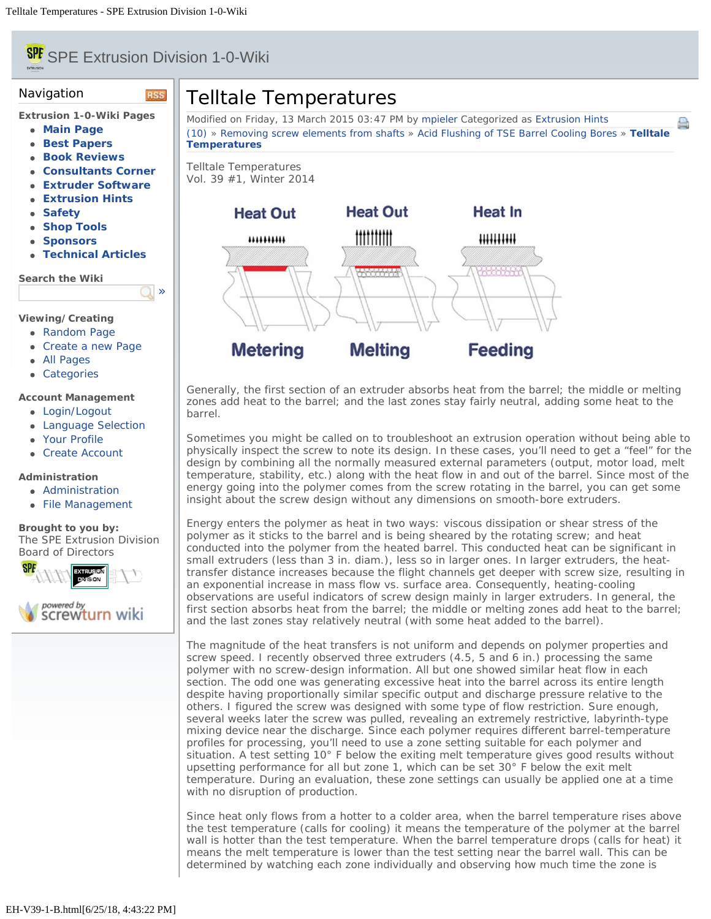# Telltale Temperatures

Modified on Friday, 13 March 2015 03:47 PM by mpieler Categorized as Extrusion Hints

(10) » Removing screw elements from shafts » Acid Flushing of TSE Barrel Cooling Bores » **Telltale Temperatures**

Telltale Temperatures
Vol. 39 #1, Winter 2014

Heat Out | Heat Out | Heat In

Metering | Melting | Feeding

Generally, the first section of an extruder absorbs heat from the barrel; the middle or melting zones add heat to the barrel; and the last zones stay fairly neutral, adding some heat to the barrel.

Sometimes you might be called on to troubleshoot an extrusion operation without being able to physically inspect the screw to note its design. In these cases, you'll need to get a "feel" for the design by combining all the normally measured external parameters (output, motor load, melt temperature, stability, etc.) along with the heat flow in and out of the barrel. Since most of the energy going into the polymer comes from the screw rotating in the barrel, you can get some insight about the screw design without any dimensions on smooth-bore extruders.

Energy enters the polymer as heat in two ways: viscous dissipation or shear stress of the polymer as it sticks to the barrel and is being sheared by the rotating screw; and heat conducted into the polymer from the heated barrel. This conducted heat can be significant in small extruders (less than 3 in. diam.), less so in larger ones. In larger extruders, the heat-transfer distance increases because the flight channels get deeper with screw size, resulting in an exponential increase in mass flow vs. surface area. Consequently, heating-cooling observations are useful indicators of screw design mainly in larger extruders. In general, the first section absorbs heat from the barrel; the middle or melting zones add heat to the barrel; and the last zones stay relatively neutral (with some heat added to the barrel).

The magnitude of the heat transfers is not uniform and depends on polymer properties and screw speed. I recently observed three extruders (4.5, 5 and 6 in.) processing the same polymer with no screw-design information. All but one showed similar heat flow in each section. The odd one was generating excessive heat into the barrel across its entire length despite having proportionally similar specific output and discharge pressure relative to the others. I figured the screw was designed with some type of flow restriction. Sure enough, several weeks later the screw was pulled, revealing an extremely restrictive, labyrinth-type mixing device near the discharge. Since each polymer requires different barrel-temperature profiles for processing, you'll need to use a zone setting suitable for each polymer and situation. A test setting 10° F below the exiting melt temperature gives good results without upsetting performance for all but zone 1, which can be set 30° F below the exit melt temperature. During an evaluation, these zone settings can usually be applied one at a time with no disruption of production.

Since heat only flows from a hotter to a colder area, when the barrel temperature rises above the test temperature (calls for cooling) it means the temperature of the polymer at the barrel wall is hotter than the test temperature. When the barrel temperature drops (calls for heat) it means the melt temperature is lower than the test setting near the barrel wall. This can be determined by watching each zone individually and observing how much time the zone is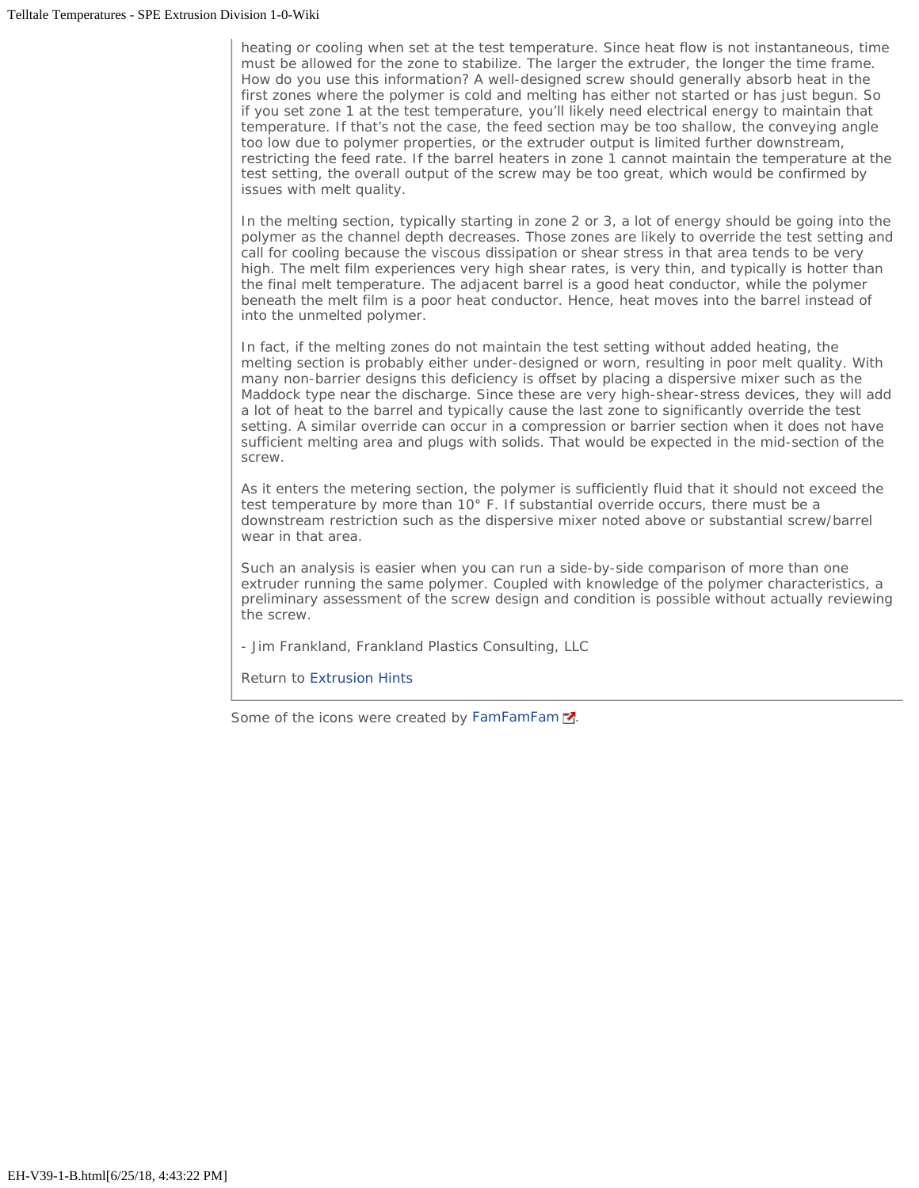heating or cooling when set at the test temperature. Since heat flow is not instantaneous, time must be allowed for the zone to stabilize. The larger the extruder, the longer the time frame. How do you use this information? A well-designed screw should generally absorb heat in the first zones where the polymer is cold and melting has either not started or has just begun. So if you set zone 1 at the test temperature, you'll likely need electrical energy to maintain that temperature. If that's not the case, the feed section may be too shallow, the conveying angle too low due to polymer properties, or the extruder output is limited further downstream, restricting the feed rate. If the barrel heaters in zone 1 cannot maintain the temperature at the test setting, the overall output of the screw may be too great, which would be confirmed by issues with melt quality.

In the melting section, typically starting in zone 2 or 3, a lot of energy should be going into the polymer as the channel depth decreases. Those zones are likely to override the test setting and call for cooling because the viscous dissipation or shear stress in that area tends to be very high. The melt film experiences very high shear rates, is very thin, and typically is hotter than the final melt temperature. The adjacent barrel is a good heat conductor, while the polymer beneath the melt film is a poor heat conductor. Hence, heat moves into the barrel instead of into the unmelted polymer.

In fact, if the melting zones do not maintain the test setting without added heating, the melting section is probably either under-designed or worn, resulting in poor melt quality. With many non-barrier designs this deficiency is offset by placing a dispersive mixer such as the Maddock type near the discharge. Since these are very high-shear-stress devices, they will add a lot of heat to the barrel and typically cause the last zone to significantly override the test setting. A similar override can occur in a compression or barrier section when it does not have sufficient melting area and plugs with solids. That would be expected in the mid-section of the screw.

As it enters the metering section, the polymer is sufficiently fluid that it should not exceed the test temperature by more than 10° F. If substantial override occurs, there must be a downstream restriction such as the dispersive mixer noted above or substantial screw/barrel wear in that area.

Such an analysis is easier when you can run a side-by-side comparison of more than one extruder running the same polymer. Coupled with knowledge of the polymer characteristics, a preliminary assessment of the screw design and condition is possible without actually reviewing the screw.

- Jim Frankland, Frankland Plastics Consulting, LLC

Return to Extrusion Hints

Some of the icons were created by FamFamFam.